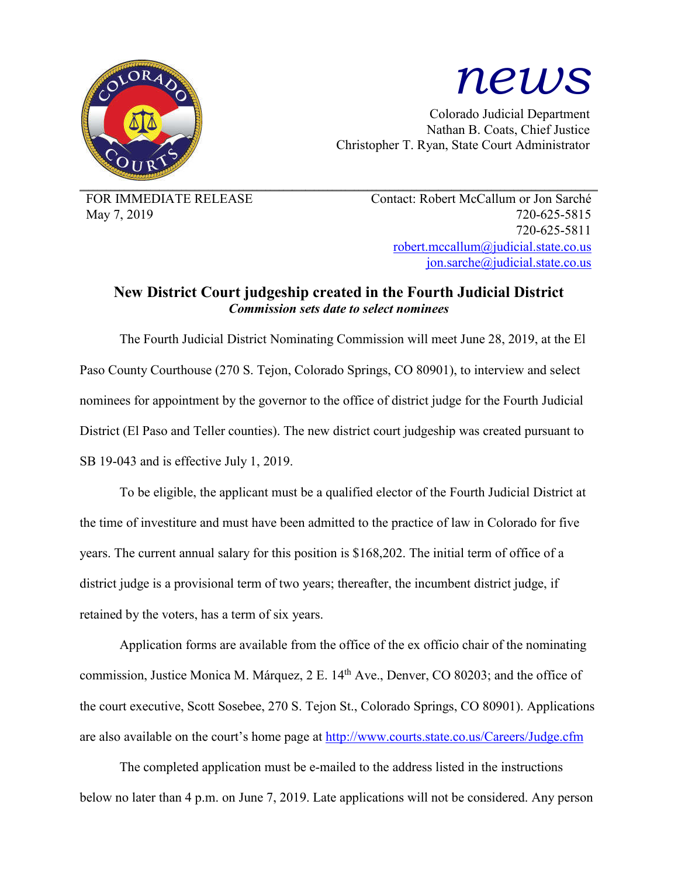# news

Colorado Judicial Department
Nathan B. Coats, Chief Justice
Christopher T. Ryan, State Court Administrator

FOR IMMEDIATE RELEASE
May 7, 2019

Contact: Robert McCallum or Jon Sarché
720-625-5815
720-625-5811
robert.mccallum@judicial.state.co.us
jon.sarche@judicial.state.co.us

## New District Court judgeship created in the Fourth Judicial District

***Commission sets date to select nominees***

The Fourth Judicial District Nominating Commission will meet June 28, 2019, at the El Paso County Courthouse (270 S. Tejon, Colorado Springs, CO 80901), to interview and select nominees for appointment by the governor to the office of district judge for the Fourth Judicial District (El Paso and Teller counties). The new district court judgeship was created pursuant to SB 19-043 and is effective July 1, 2019.

To be eligible, the applicant must be a qualified elector of the Fourth Judicial District at the time of investiture and must have been admitted to the practice of law in Colorado for five years. The current annual salary for this position is $168,202. The initial term of office of a district judge is a provisional term of two years; thereafter, the incumbent district judge, if retained by the voters, has a term of six years.

Application forms are available from the office of the ex officio chair of the nominating commission, Justice Monica M. Márquez, 2 E. 14th Ave., Denver, CO 80203; and the office of the court executive, Scott Sosebee, 270 S. Tejon St., Colorado Springs, CO 80901). Applications are also available on the court's home page at http://www.courts.state.co.us/Careers/Judge.cfm

The completed application must be e-mailed to the address listed in the instructions below no later than 4 p.m. on June 7, 2019. Late applications will not be considered. Any person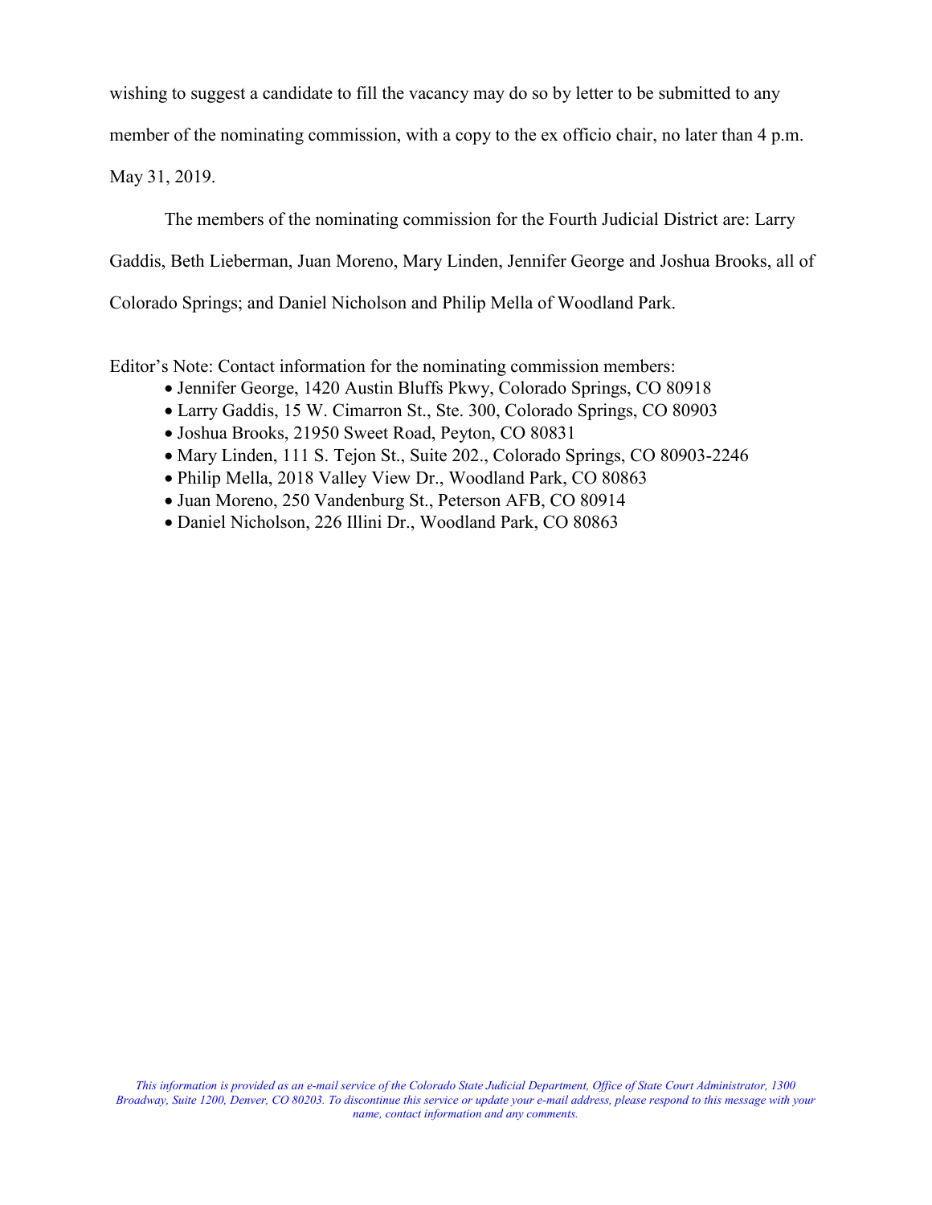wishing to suggest a candidate to fill the vacancy may do so by letter to be submitted to any member of the nominating commission, with a copy to the ex officio chair, no later than 4 p.m. May 31, 2019.

The members of the nominating commission for the Fourth Judicial District are: Larry Gaddis, Beth Lieberman, Juan Moreno, Mary Linden, Jennifer George and Joshua Brooks, all of Colorado Springs; and Daniel Nicholson and Philip Mella of Woodland Park.

Editor's Note: Contact information for the nominating commission members:

- Jennifer George, 1420 Austin Bluffs Pkwy, Colorado Springs, CO 80918
- Larry Gaddis, 15 W. Cimarron St., Ste. 300, Colorado Springs, CO 80903
- Joshua Brooks, 21950 Sweet Road, Peyton, CO 80831
- Mary Linden, 111 S. Tejon St., Suite 202., Colorado Springs, CO 80903-2246
- Philip Mella, 2018 Valley View Dr., Woodland Park, CO 80863
- Juan Moreno, 250 Vandenburg St., Peterson AFB, CO 80914
- Daniel Nicholson, 226 Illini Dr., Woodland Park, CO 80863

*This information is provided as an e-mail service of the Colorado State Judicial Department, Office of State Court Administrator, 1300 Broadway, Suite 1200, Denver, CO 80203. To discontinue this service or update your e-mail address, please respond to this message with your name, contact information and any comments.*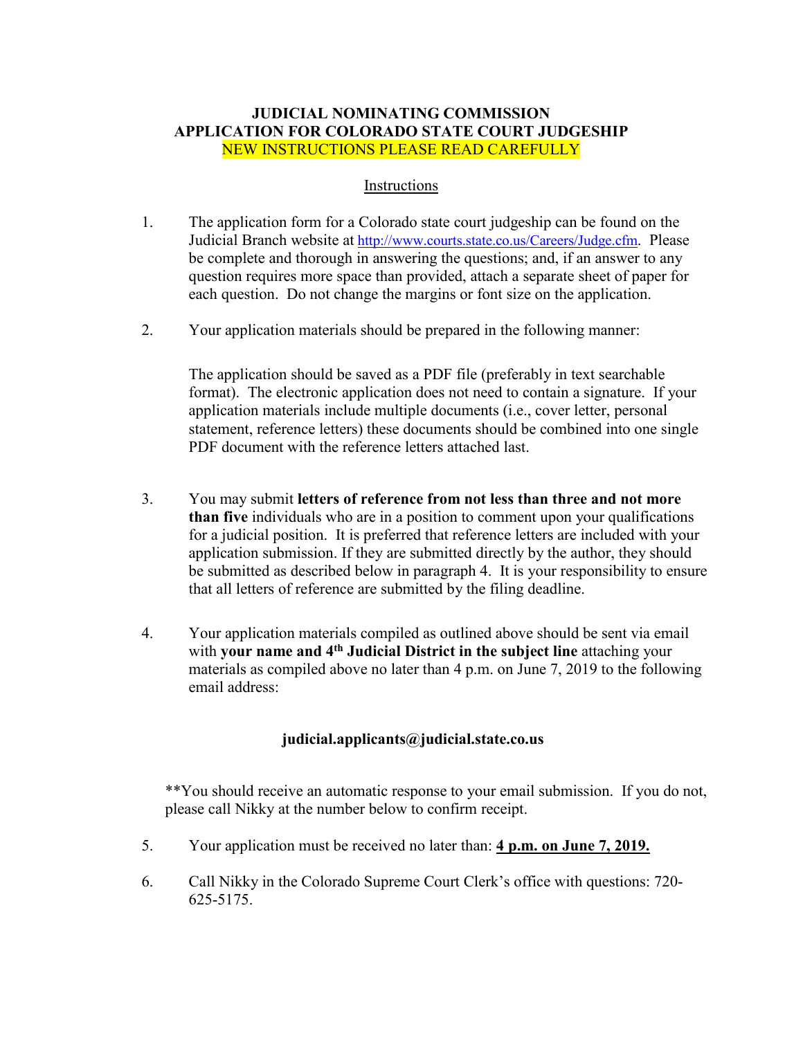**JUDICIAL NOMINATING COMMISSION**
**APPLICATION FOR COLORADO STATE COURT JUDGESHIP**
NEW INSTRUCTIONS PLEASE READ CAREFULLY

Instructions

1. The application form for a Colorado state court judgeship can be found on the Judicial Branch website at http://www.courts.state.co.us/Careers/Judge.cfm. Please be complete and thorough in answering the questions; and, if an answer to any question requires more space than provided, attach a separate sheet of paper for each question. Do not change the margins or font size on the application.

2. Your application materials should be prepared in the following manner:

   The application should be saved as a PDF file (preferably in text searchable format). The electronic application does not need to contain a signature. If your application materials include multiple documents (i.e., cover letter, personal statement, reference letters) these documents should be combined into one single PDF document with the reference letters attached last.

3. You may submit **letters of reference from not less than three and not more than five** individuals who are in a position to comment upon your qualifications for a judicial position. It is preferred that reference letters are included with your application submission. If they are submitted directly by the author, they should be submitted as described below in paragraph 4. It is your responsibility to ensure that all letters of reference are submitted by the filing deadline.

4. Your application materials compiled as outlined above should be sent via email with **your name and 4th Judicial District in the subject line** attaching your materials as compiled above no later than 4 p.m. on June 7, 2019 to the following email address:

   **judicial.applicants@judicial.state.co.us**

   **You should receive an automatic response to your email submission. If you do not, please call Nikky at the number below to confirm receipt.

5. Your application must be received no later than: **4 p.m. on June 7, 2019.**

6. Call Nikky in the Colorado Supreme Court Clerk's office with questions: 720-625-5175.